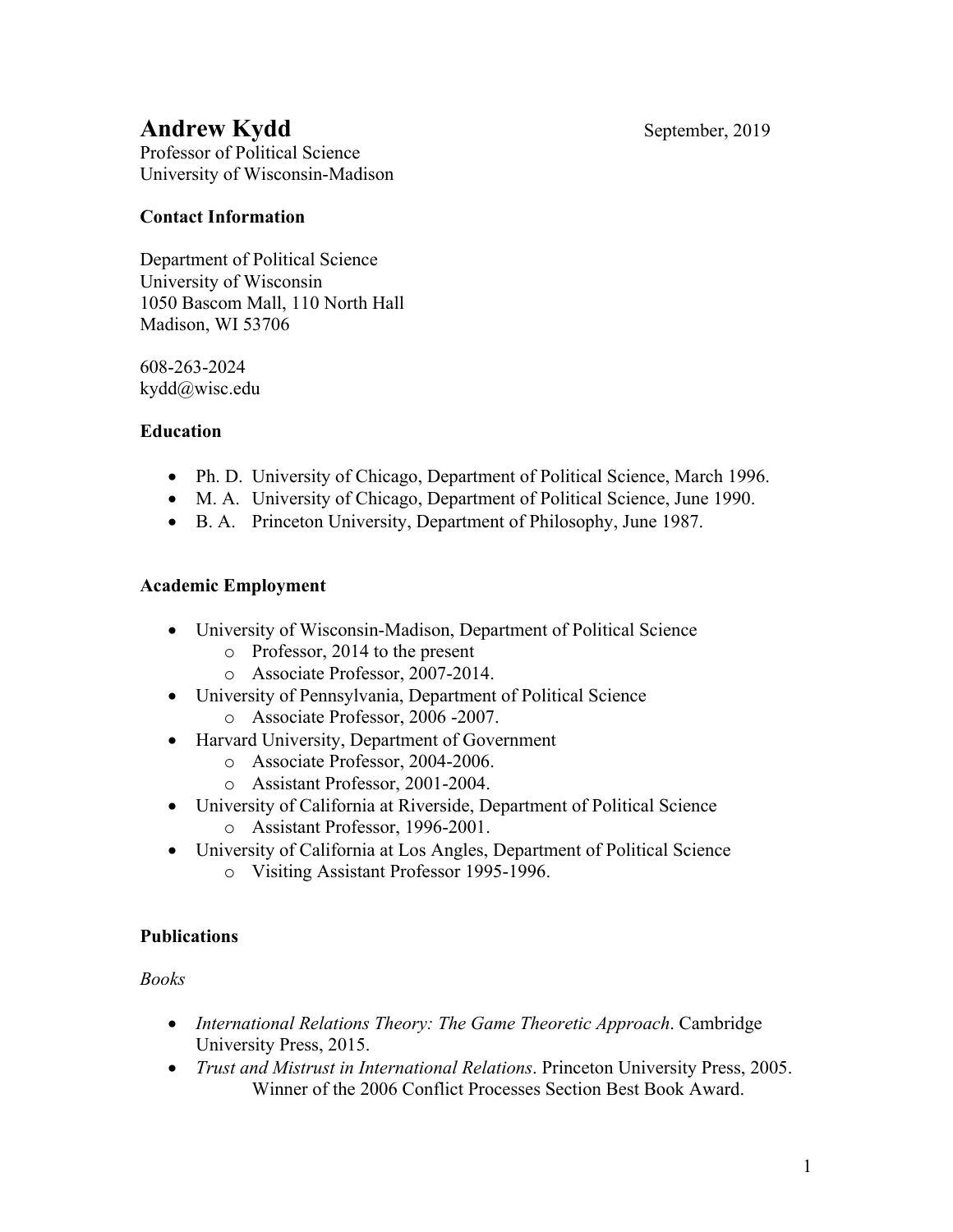# Andrew Kydd

September, 2019

Professor of Political Science
University of Wisconsin-Madison

**Contact Information**

Department of Political Science
University of Wisconsin
1050 Bascom Mall, 110 North Hall
Madison, WI 53706

608-263-2024
kydd@wisc.edu

**Education**

- Ph. D. University of Chicago, Department of Political Science, March 1996.
- M. A. University of Chicago, Department of Political Science, June 1990.
- B. A. Princeton University, Department of Philosophy, June 1987.

**Academic Employment**

- University of Wisconsin-Madison, Department of Political Science
  - Professor, 2014 to the present
  - Associate Professor, 2007-2014.
- University of Pennsylvania, Department of Political Science
  - Associate Professor, 2006 -2007.
- Harvard University, Department of Government
  - Associate Professor, 2004-2006.
  - Assistant Professor, 2001-2004.
- University of California at Riverside, Department of Political Science
  - Assistant Professor, 1996-2001.
- University of California at Los Angles, Department of Political Science
  - Visiting Assistant Professor 1995-1996.

**Publications**

*Books*

- *International Relations Theory: The Game Theoretic Approach*. Cambridge University Press, 2015.
- *Trust and Mistrust in International Relations*. Princeton University Press, 2005.
  Winner of the 2006 Conflict Processes Section Best Book Award.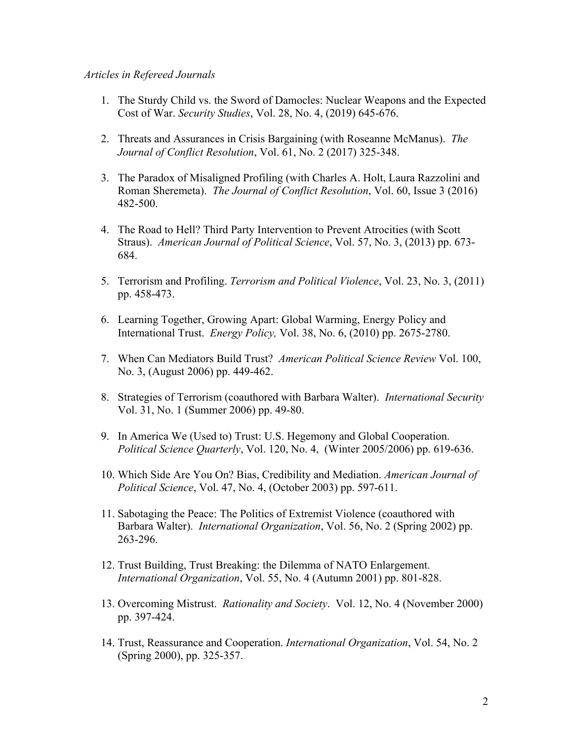*Articles in Refereed Journals*

1. The Sturdy Child vs. the Sword of Damocles: Nuclear Weapons and the Expected Cost of War. *Security Studies*, Vol. 28, No. 4, (2019) 645-676.

2. Threats and Assurances in Crisis Bargaining (with Roseanne McManus). *The Journal of Conflict Resolution*, Vol. 61, No. 2 (2017) 325-348.

3. The Paradox of Misaligned Profiling (with Charles A. Holt, Laura Razzolini and Roman Sheremeta). *The Journal of Conflict Resolution*, Vol. 60, Issue 3 (2016) 482-500.

4. The Road to Hell? Third Party Intervention to Prevent Atrocities (with Scott Straus). *American Journal of Political Science*, Vol. 57, No. 3, (2013) pp. 673-684.

5. Terrorism and Profiling. *Terrorism and Political Violence*, Vol. 23, No. 3, (2011) pp. 458-473.

6. Learning Together, Growing Apart: Global Warming, Energy Policy and International Trust. *Energy Policy,* Vol. 38, No. 6, (2010) pp. 2675-2780.

7. When Can Mediators Build Trust? *American Political Science Review* Vol. 100, No. 3, (August 2006) pp. 449-462.

8. Strategies of Terrorism (coauthored with Barbara Walter). *International Security* Vol. 31, No. 1 (Summer 2006) pp. 49-80.

9. In America We (Used to) Trust: U.S. Hegemony and Global Cooperation. *Political Science Quarterly*, Vol. 120, No. 4, (Winter 2005/2006) pp. 619-636.

10. Which Side Are You On? Bias, Credibility and Mediation. *American Journal of Political Science*, Vol. 47, No. 4, (October 2003) pp. 597-611.

11. Sabotaging the Peace: The Politics of Extremist Violence (coauthored with Barbara Walter). *International Organization*, Vol. 56, No. 2 (Spring 2002) pp. 263-296.

12. Trust Building, Trust Breaking: the Dilemma of NATO Enlargement. *International Organization*, Vol. 55, No. 4 (Autumn 2001) pp. 801-828.

13. Overcoming Mistrust. *Rationality and Society*. Vol. 12, No. 4 (November 2000) pp. 397-424.

14. Trust, Reassurance and Cooperation. *International Organization*, Vol. 54, No. 2 (Spring 2000), pp. 325-357.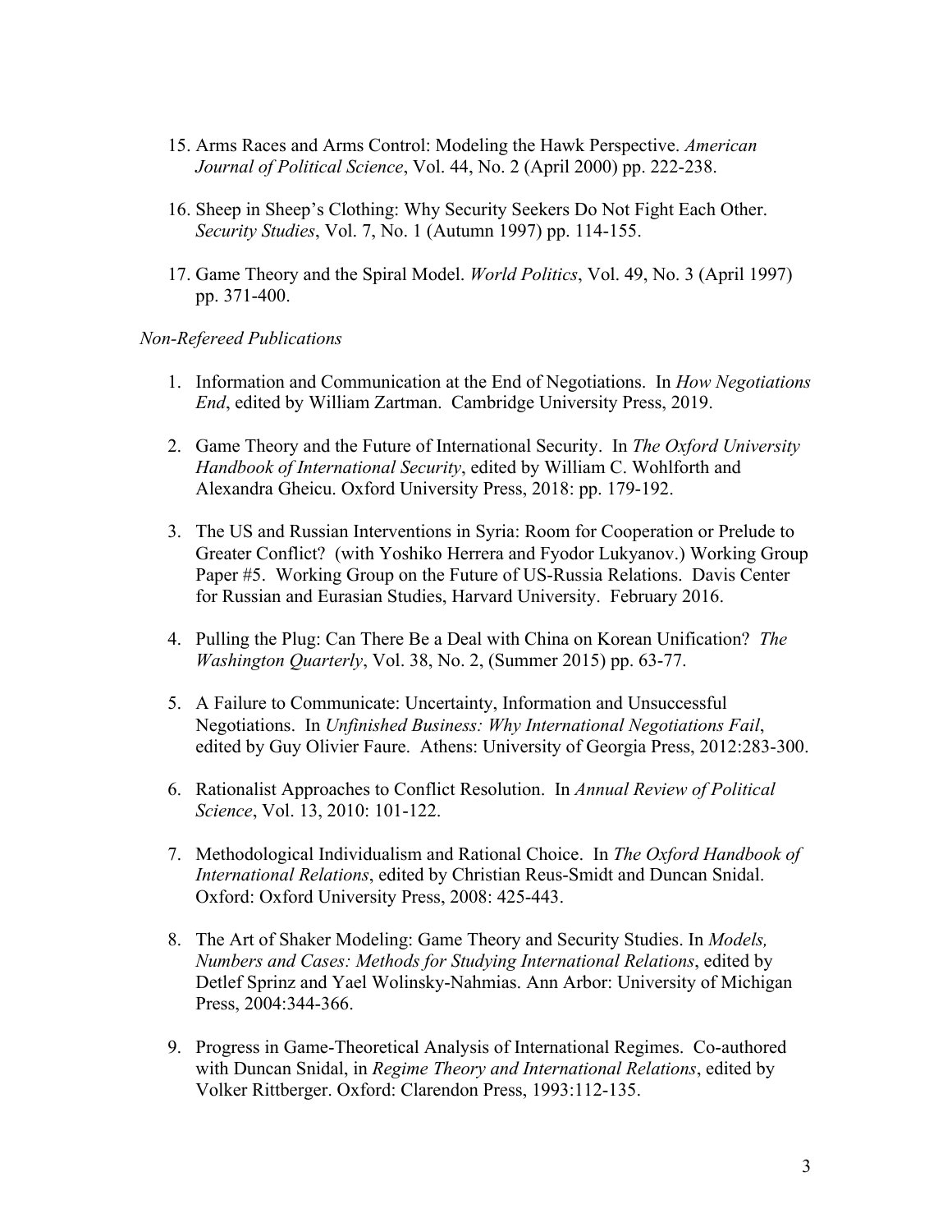15. Arms Races and Arms Control: Modeling the Hawk Perspective. *American Journal of Political Science*, Vol. 44, No. 2 (April 2000) pp. 222-238.

16. Sheep in Sheep's Clothing: Why Security Seekers Do Not Fight Each Other. *Security Studies*, Vol. 7, No. 1 (Autumn 1997) pp. 114-155.

17. Game Theory and the Spiral Model. *World Politics*, Vol. 49, No. 3 (April 1997) pp. 371-400.

*Non-Refereed Publications*

1. Information and Communication at the End of Negotiations. In *How Negotiations End*, edited by William Zartman. Cambridge University Press, 2019.

2. Game Theory and the Future of International Security. In *The Oxford University Handbook of International Security*, edited by William C. Wohlforth and Alexandra Gheicu. Oxford University Press, 2018: pp. 179-192.

3. The US and Russian Interventions in Syria: Room for Cooperation or Prelude to Greater Conflict? (with Yoshiko Herrera and Fyodor Lukyanov.) Working Group Paper #5. Working Group on the Future of US-Russia Relations. Davis Center for Russian and Eurasian Studies, Harvard University. February 2016.

4. Pulling the Plug: Can There Be a Deal with China on Korean Unification? *The Washington Quarterly*, Vol. 38, No. 2, (Summer 2015) pp. 63-77.

5. A Failure to Communicate: Uncertainty, Information and Unsuccessful Negotiations. In *Unfinished Business: Why International Negotiations Fail*, edited by Guy Olivier Faure. Athens: University of Georgia Press, 2012:283-300.

6. Rationalist Approaches to Conflict Resolution. In *Annual Review of Political Science*, Vol. 13, 2010: 101-122.

7. Methodological Individualism and Rational Choice. In *The Oxford Handbook of International Relations*, edited by Christian Reus-Smidt and Duncan Snidal. Oxford: Oxford University Press, 2008: 425-443.

8. The Art of Shaker Modeling: Game Theory and Security Studies. In *Models, Numbers and Cases: Methods for Studying International Relations*, edited by Detlef Sprinz and Yael Wolinsky-Nahmias. Ann Arbor: University of Michigan Press, 2004:344-366.

9. Progress in Game-Theoretical Analysis of International Regimes. Co-authored with Duncan Snidal, in *Regime Theory and International Relations*, edited by Volker Rittberger. Oxford: Clarendon Press, 1993:112-135.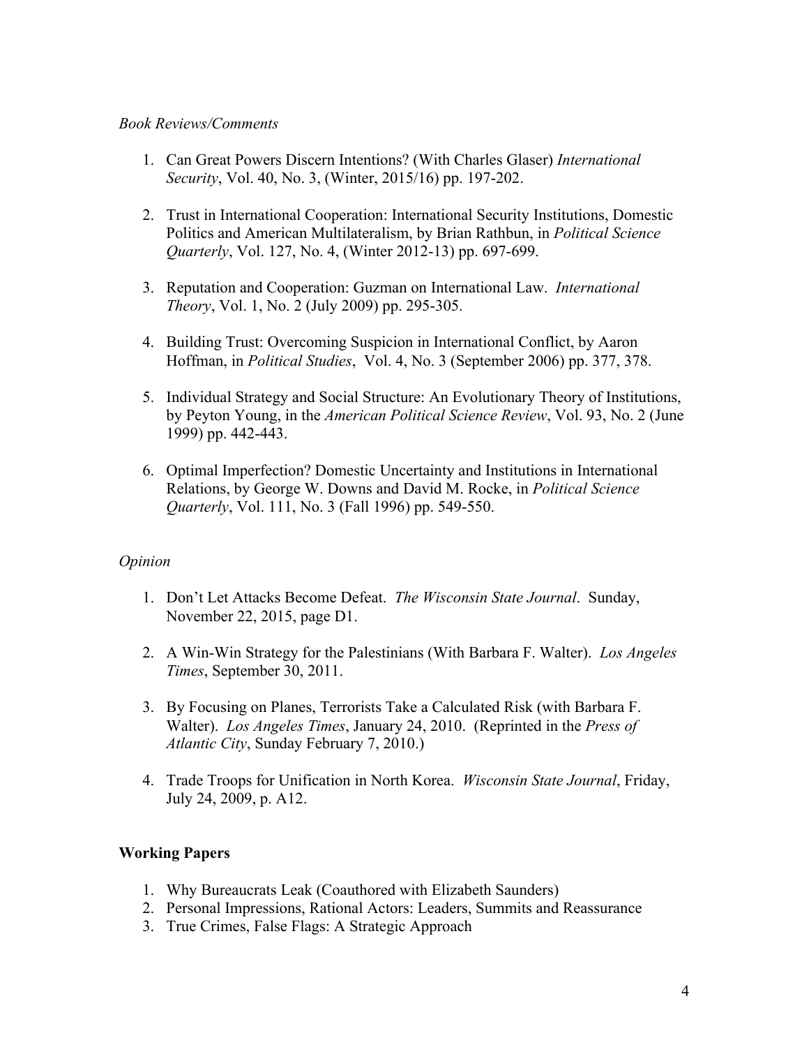*Book Reviews/Comments*

1. Can Great Powers Discern Intentions? (With Charles Glaser) *International Security*, Vol. 40, No. 3, (Winter, 2015/16) pp. 197-202.

2. Trust in International Cooperation: International Security Institutions, Domestic Politics and American Multilateralism, by Brian Rathbun, in *Political Science Quarterly*, Vol. 127, No. 4, (Winter 2012-13) pp. 697-699.

3. Reputation and Cooperation: Guzman on International Law. *International Theory*, Vol. 1, No. 2 (July 2009) pp. 295-305.

4. Building Trust: Overcoming Suspicion in International Conflict, by Aaron Hoffman, in *Political Studies*, Vol. 4, No. 3 (September 2006) pp. 377, 378.

5. Individual Strategy and Social Structure: An Evolutionary Theory of Institutions, by Peyton Young, in the *American Political Science Review*, Vol. 93, No. 2 (June 1999) pp. 442-443.

6. Optimal Imperfection? Domestic Uncertainty and Institutions in International Relations, by George W. Downs and David M. Rocke, in *Political Science Quarterly*, Vol. 111, No. 3 (Fall 1996) pp. 549-550.

*Opinion*

1. Don't Let Attacks Become Defeat. *The Wisconsin State Journal*. Sunday, November 22, 2015, page D1.

2. A Win-Win Strategy for the Palestinians (With Barbara F. Walter). *Los Angeles Times*, September 30, 2011.

3. By Focusing on Planes, Terrorists Take a Calculated Risk (with Barbara F. Walter). *Los Angeles Times*, January 24, 2010. (Reprinted in the *Press of Atlantic City*, Sunday February 7, 2010.)

4. Trade Troops for Unification in North Korea. *Wisconsin State Journal*, Friday, July 24, 2009, p. A12.

**Working Papers**

1. Why Bureaucrats Leak (Coauthored with Elizabeth Saunders)
2. Personal Impressions, Rational Actors: Leaders, Summits and Reassurance
3. True Crimes, False Flags: A Strategic Approach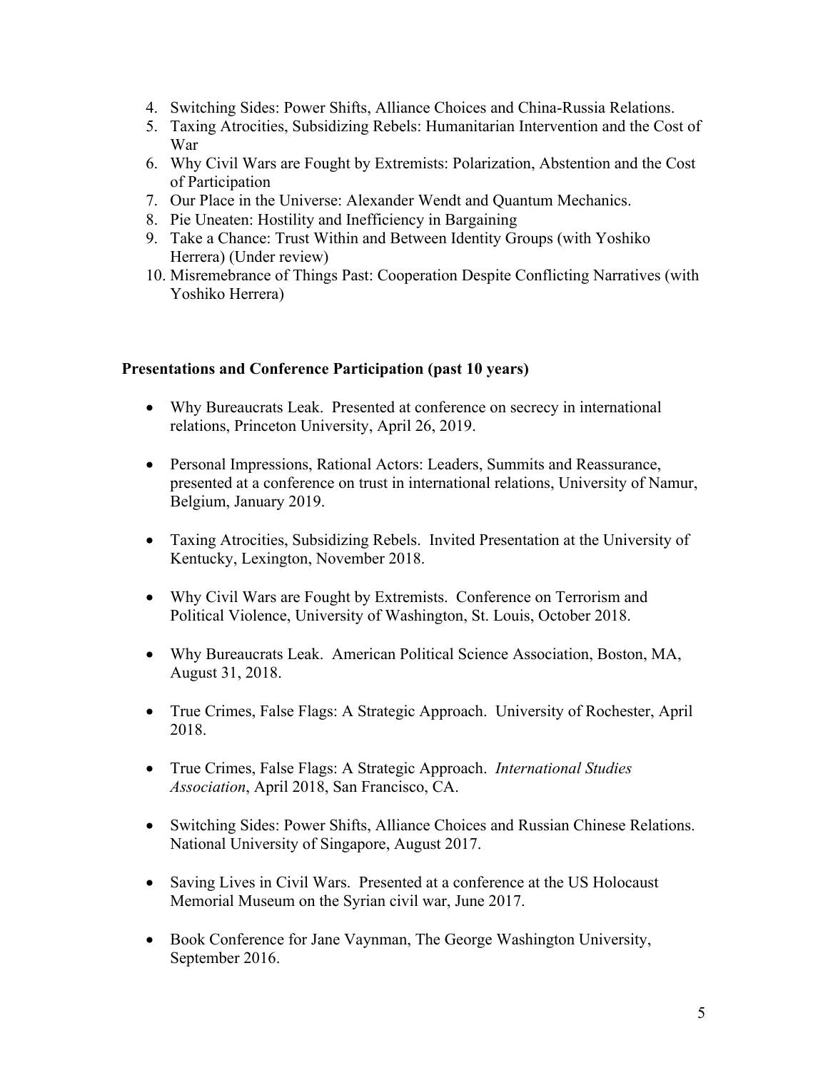4. Switching Sides: Power Shifts, Alliance Choices and China-Russia Relations.
5. Taxing Atrocities, Subsidizing Rebels: Humanitarian Intervention and the Cost of War
6. Why Civil Wars are Fought by Extremists: Polarization, Abstention and the Cost of Participation
7. Our Place in the Universe: Alexander Wendt and Quantum Mechanics.
8. Pie Uneaten: Hostility and Inefficiency in Bargaining
9. Take a Chance: Trust Within and Between Identity Groups (with Yoshiko Herrera) (Under review)
10. Misremebrance of Things Past: Cooperation Despite Conflicting Narratives (with Yoshiko Herrera)

**Presentations and Conference Participation (past 10 years)**

- Why Bureaucrats Leak. Presented at conference on secrecy in international relations, Princeton University, April 26, 2019.

- Personal Impressions, Rational Actors: Leaders, Summits and Reassurance, presented at a conference on trust in international relations, University of Namur, Belgium, January 2019.

- Taxing Atrocities, Subsidizing Rebels. Invited Presentation at the University of Kentucky, Lexington, November 2018.

- Why Civil Wars are Fought by Extremists. Conference on Terrorism and Political Violence, University of Washington, St. Louis, October 2018.

- Why Bureaucrats Leak. American Political Science Association, Boston, MA, August 31, 2018.

- True Crimes, False Flags: A Strategic Approach. University of Rochester, April 2018.

- True Crimes, False Flags: A Strategic Approach. *International Studies Association*, April 2018, San Francisco, CA.

- Switching Sides: Power Shifts, Alliance Choices and Russian Chinese Relations. National University of Singapore, August 2017.

- Saving Lives in Civil Wars. Presented at a conference at the US Holocaust Memorial Museum on the Syrian civil war, June 2017.

- Book Conference for Jane Vaynman, The George Washington University, September 2016.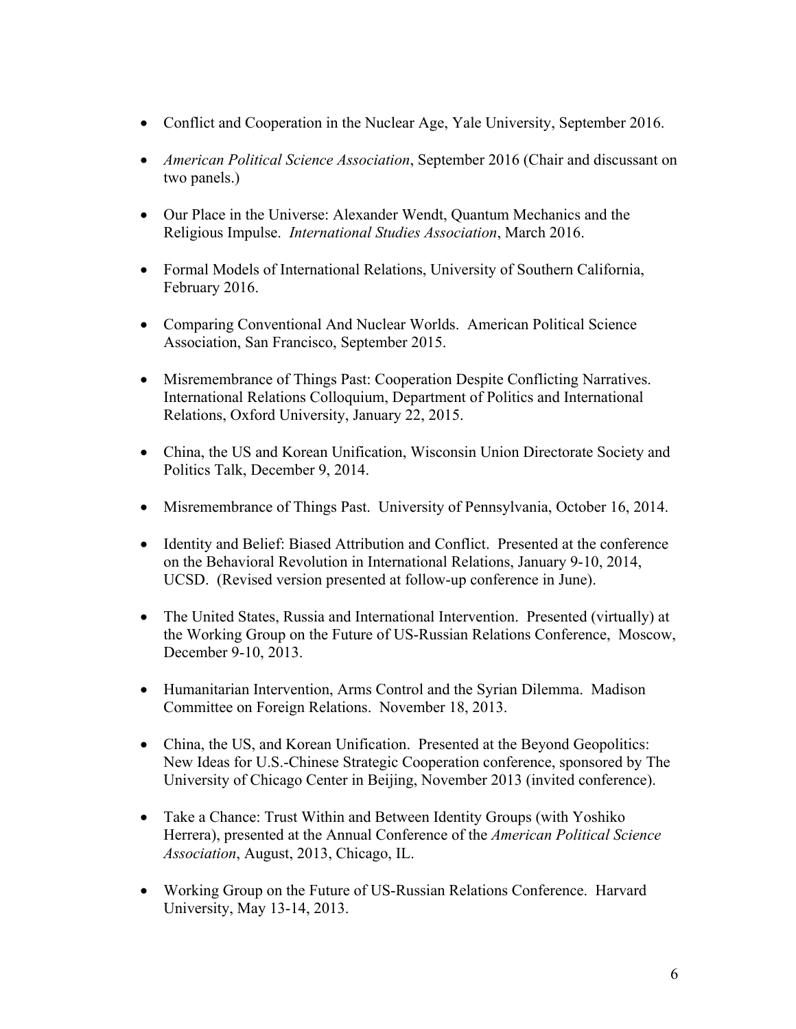- Conflict and Cooperation in the Nuclear Age, Yale University, September 2016.

- *American Political Science Association*, September 2016 (Chair and discussant on two panels.)

- Our Place in the Universe: Alexander Wendt, Quantum Mechanics and the Religious Impulse. *International Studies Association*, March 2016.

- Formal Models of International Relations, University of Southern California, February 2016.

- Comparing Conventional And Nuclear Worlds. American Political Science Association, San Francisco, September 2015.

- Misremembrance of Things Past: Cooperation Despite Conflicting Narratives. International Relations Colloquium, Department of Politics and International Relations, Oxford University, January 22, 2015.

- China, the US and Korean Unification, Wisconsin Union Directorate Society and Politics Talk, December 9, 2014.

- Misremembrance of Things Past. University of Pennsylvania, October 16, 2014.

- Identity and Belief: Biased Attribution and Conflict. Presented at the conference on the Behavioral Revolution in International Relations, January 9-10, 2014, UCSD. (Revised version presented at follow-up conference in June).

- The United States, Russia and International Intervention. Presented (virtually) at the Working Group on the Future of US-Russian Relations Conference, Moscow, December 9-10, 2013.

- Humanitarian Intervention, Arms Control and the Syrian Dilemma. Madison Committee on Foreign Relations. November 18, 2013.

- China, the US, and Korean Unification. Presented at the Beyond Geopolitics: New Ideas for U.S.-Chinese Strategic Cooperation conference, sponsored by The University of Chicago Center in Beijing, November 2013 (invited conference).

- Take a Chance: Trust Within and Between Identity Groups (with Yoshiko Herrera), presented at the Annual Conference of the *American Political Science Association*, August, 2013, Chicago, IL.

- Working Group on the Future of US-Russian Relations Conference. Harvard University, May 13-14, 2013.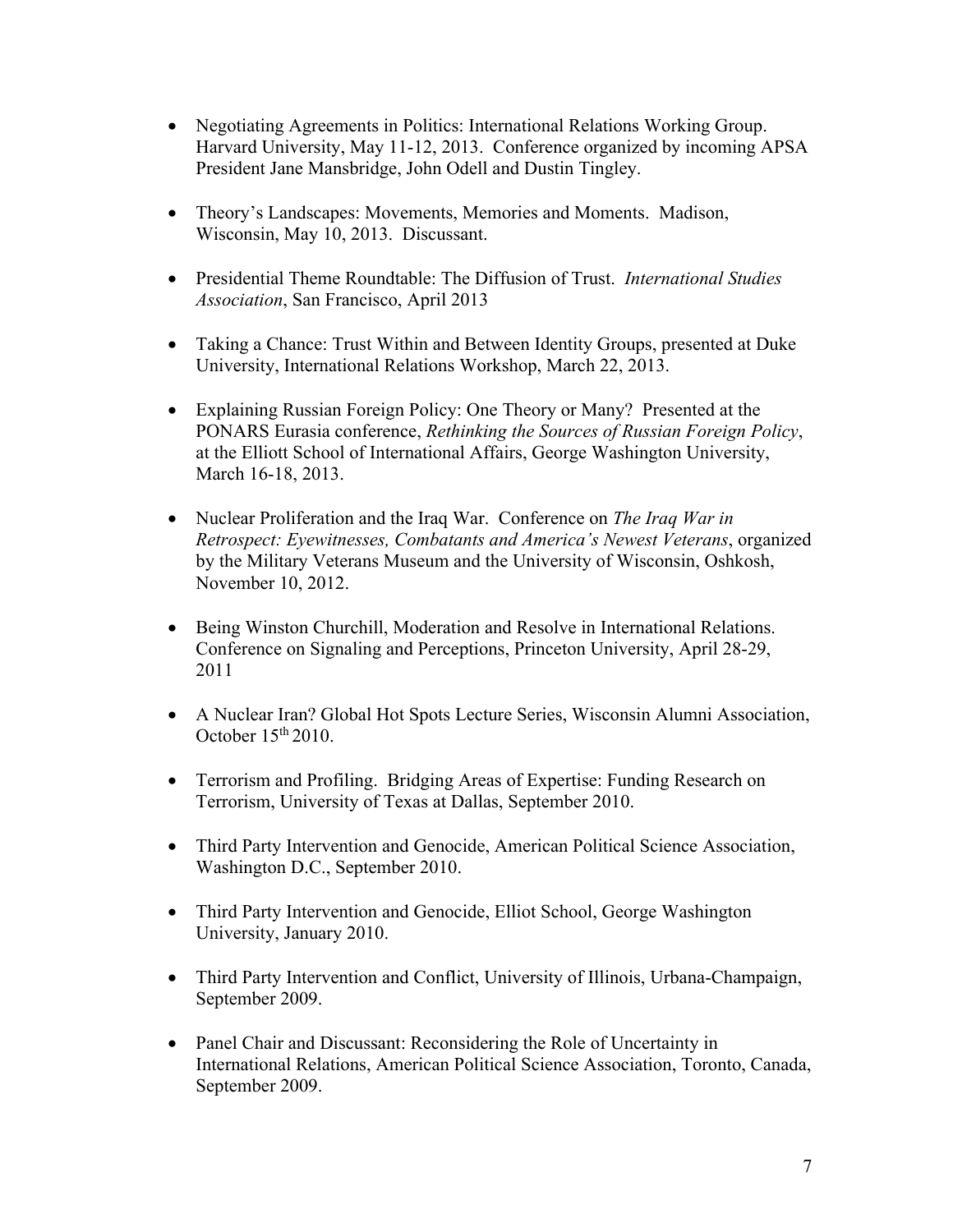- Negotiating Agreements in Politics: International Relations Working Group. Harvard University, May 11-12, 2013. Conference organized by incoming APSA President Jane Mansbridge, John Odell and Dustin Tingley.

- Theory's Landscapes: Movements, Memories and Moments. Madison, Wisconsin, May 10, 2013. Discussant.

- Presidential Theme Roundtable: The Diffusion of Trust. *International Studies Association*, San Francisco, April 2013

- Taking a Chance: Trust Within and Between Identity Groups, presented at Duke University, International Relations Workshop, March 22, 2013.

- Explaining Russian Foreign Policy: One Theory or Many? Presented at the PONARS Eurasia conference, *Rethinking the Sources of Russian Foreign Policy*, at the Elliott School of International Affairs, George Washington University, March 16-18, 2013.

- Nuclear Proliferation and the Iraq War. Conference on *The Iraq War in Retrospect: Eyewitnesses, Combatants and America's Newest Veterans*, organized by the Military Veterans Museum and the University of Wisconsin, Oshkosh, November 10, 2012.

- Being Winston Churchill, Moderation and Resolve in International Relations. Conference on Signaling and Perceptions, Princeton University, April 28-29, 2011

- A Nuclear Iran? Global Hot Spots Lecture Series, Wisconsin Alumni Association, October 15th 2010.

- Terrorism and Profiling. Bridging Areas of Expertise: Funding Research on Terrorism, University of Texas at Dallas, September 2010.

- Third Party Intervention and Genocide, American Political Science Association, Washington D.C., September 2010.

- Third Party Intervention and Genocide, Elliot School, George Washington University, January 2010.

- Third Party Intervention and Conflict, University of Illinois, Urbana-Champaign, September 2009.

- Panel Chair and Discussant: Reconsidering the Role of Uncertainty in International Relations, American Political Science Association, Toronto, Canada, September 2009.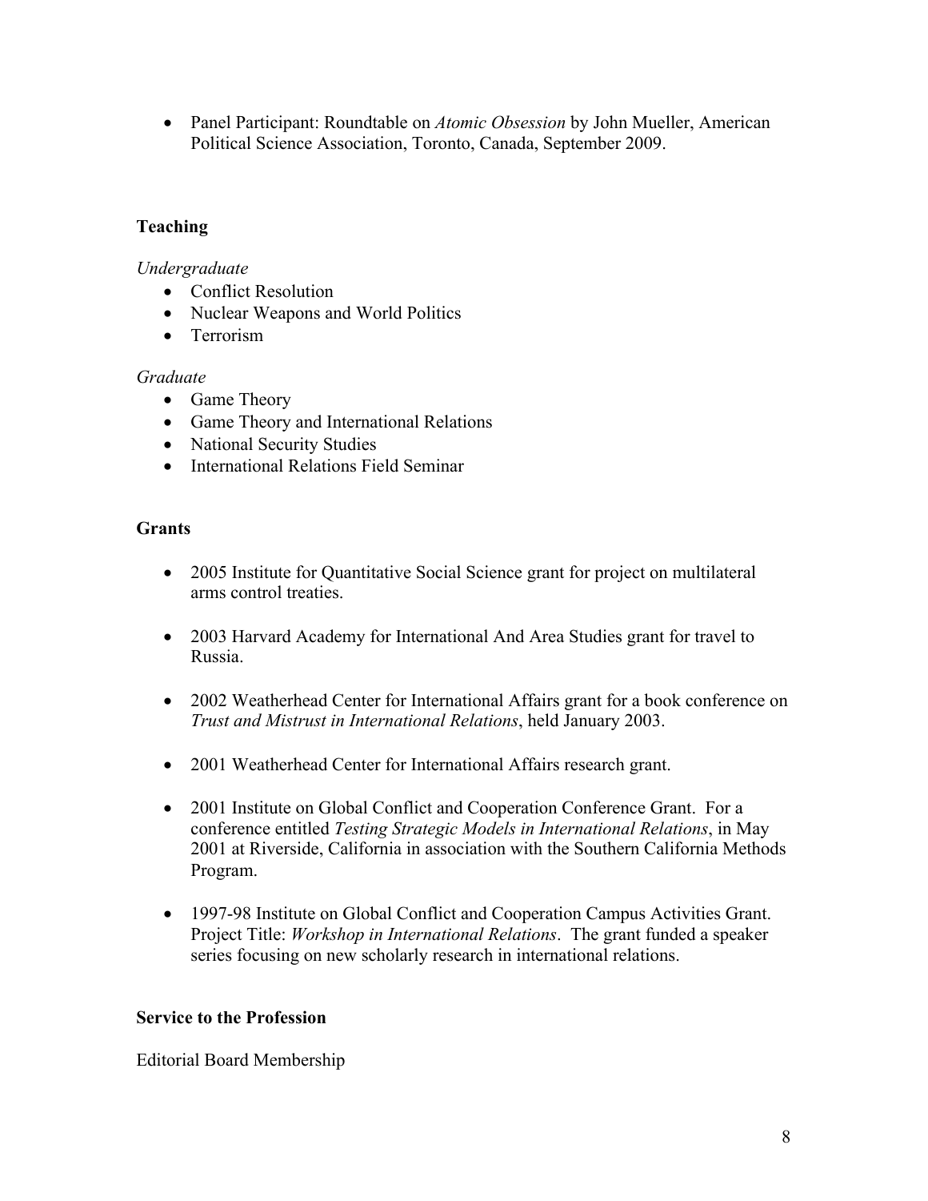- Panel Participant: Roundtable on *Atomic Obsession* by John Mueller, American Political Science Association, Toronto, Canada, September 2009.

## Teaching

*Undergraduate*

- Conflict Resolution
- Nuclear Weapons and World Politics
- Terrorism

*Graduate*

- Game Theory
- Game Theory and International Relations
- National Security Studies
- International Relations Field Seminar

## Grants

- 2005 Institute for Quantitative Social Science grant for project on multilateral arms control treaties.

- 2003 Harvard Academy for International And Area Studies grant for travel to Russia.

- 2002 Weatherhead Center for International Affairs grant for a book conference on *Trust and Mistrust in International Relations*, held January 2003.

- 2001 Weatherhead Center for International Affairs research grant.

- 2001 Institute on Global Conflict and Cooperation Conference Grant. For a conference entitled *Testing Strategic Models in International Relations*, in May 2001 at Riverside, California in association with the Southern California Methods Program.

- 1997-98 Institute on Global Conflict and Cooperation Campus Activities Grant. Project Title: *Workshop in International Relations*. The grant funded a speaker series focusing on new scholarly research in international relations.

## Service to the Profession

Editorial Board Membership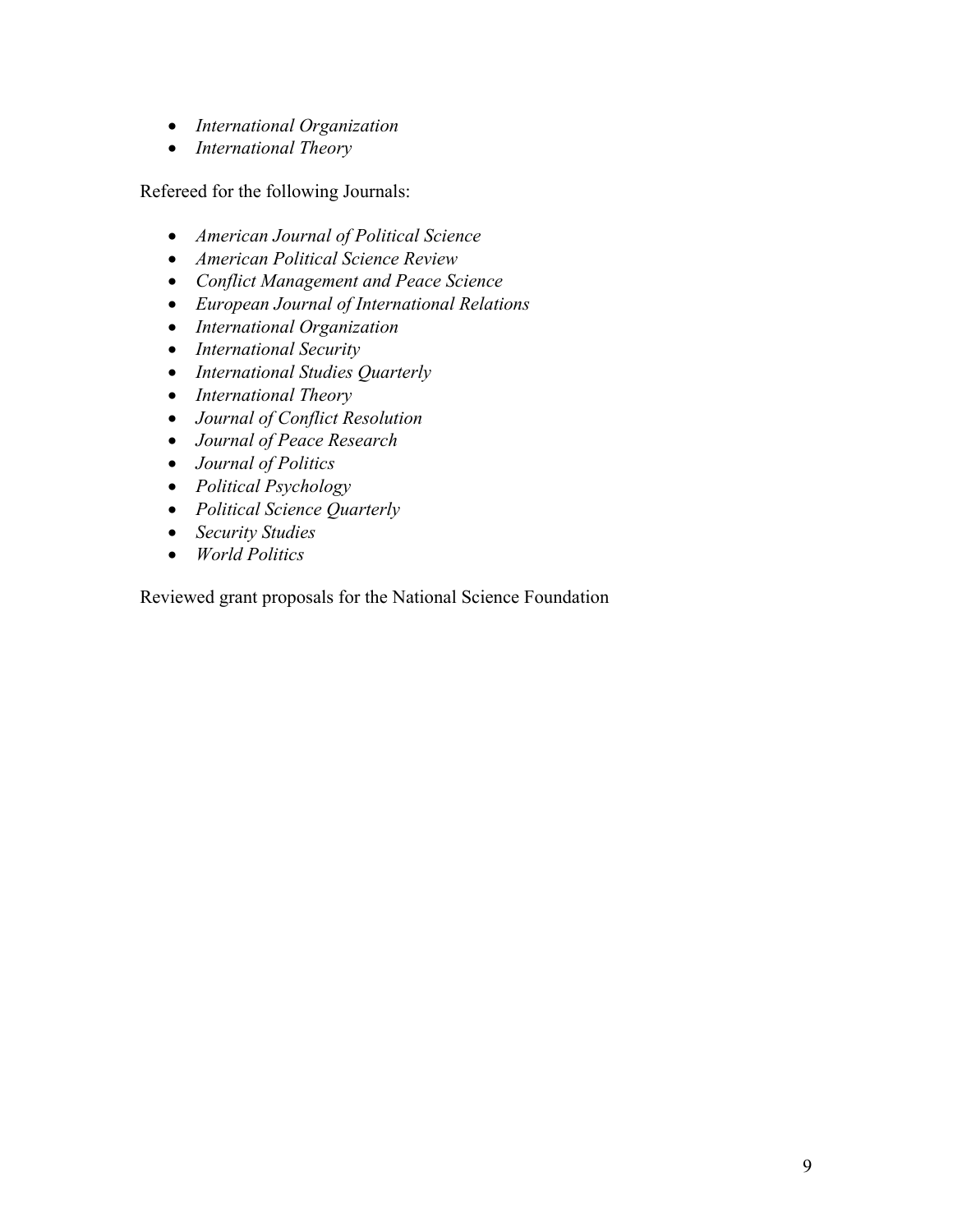- *International Organization*
- *International Theory*

Refereed for the following Journals:

- *American Journal of Political Science*
- *American Political Science Review*
- *Conflict Management and Peace Science*
- *European Journal of International Relations*
- *International Organization*
- *International Security*
- *International Studies Quarterly*
- *International Theory*
- *Journal of Conflict Resolution*
- *Journal of Peace Research*
- *Journal of Politics*
- *Political Psychology*
- *Political Science Quarterly*
- *Security Studies*
- *World Politics*

Reviewed grant proposals for the National Science Foundation